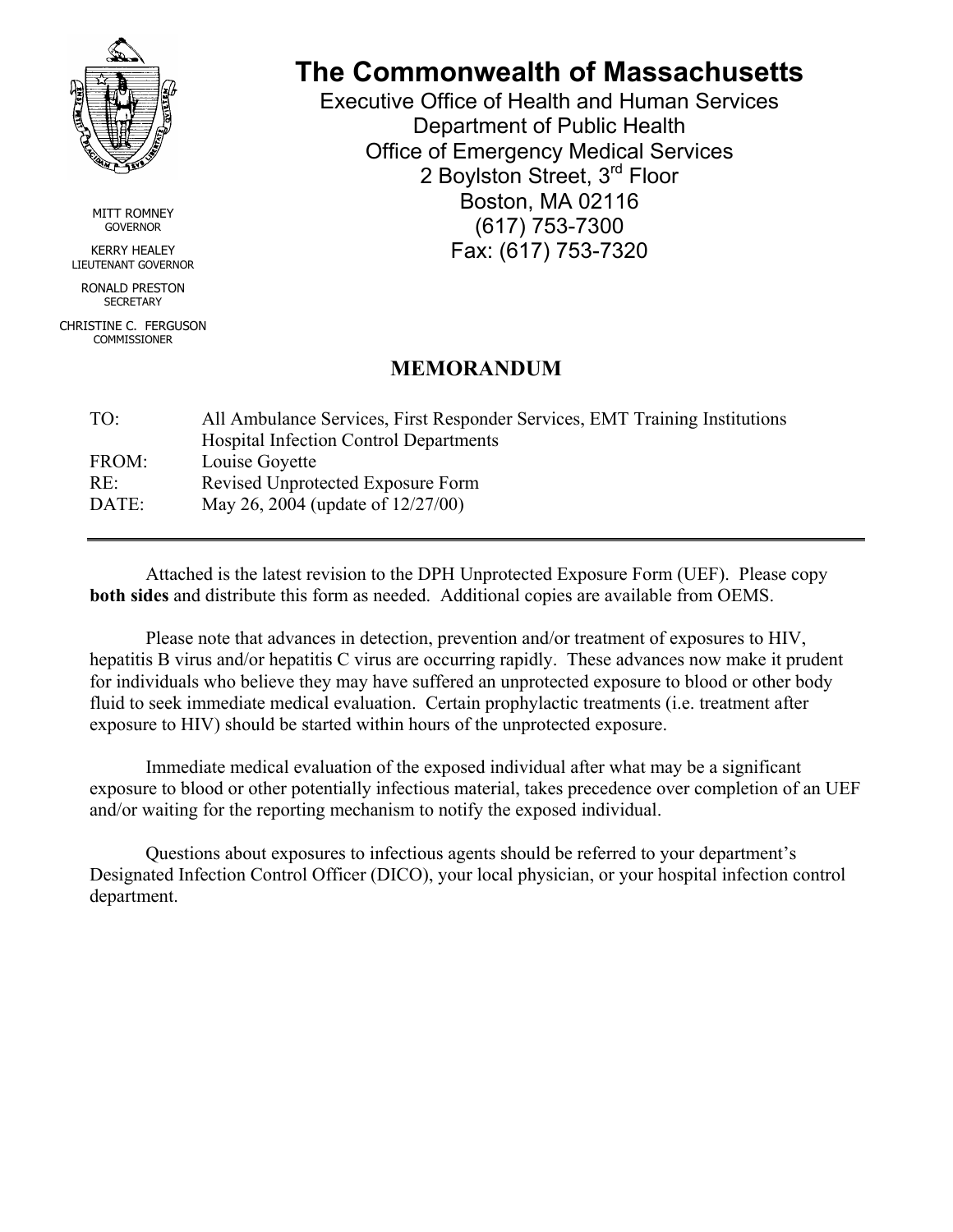MITT ROMNEY
GOVERNOR

KERRY HEALEY
LIEUTENANT GOVERNOR

RONALD PRESTON
SECRETARY

CHRISTINE C. FERGUSON
COMMISSIONER

# The Commonwealth of Massachusetts

Executive Office of Health and Human Services
Department of Public Health
Office of Emergency Medical Services
2 Boylston Street, 3rd Floor
Boston, MA 02116
(617) 753-7300
Fax: (617) 753-7320

## MEMORANDUM

| | |
|---|---|
| TO: | All Ambulance Services, First Responder Services, EMT Training Institutions Hospital Infection Control Departments |
| FROM: | Louise Goyette |
| RE: | Revised Unprotected Exposure Form |
| DATE: | May 26, 2004 (update of 12/27/00) |

---

Attached is the latest revision to the DPH Unprotected Exposure Form (UEF). Please copy **both sides** and distribute this form as needed. Additional copies are available from OEMS.

Please note that advances in detection, prevention and/or treatment of exposures to HIV, hepatitis B virus and/or hepatitis C virus are occurring rapidly. These advances now make it prudent for individuals who believe they may have suffered an unprotected exposure to blood or other body fluid to seek immediate medical evaluation. Certain prophylactic treatments (i.e. treatment after exposure to HIV) should be started within hours of the unprotected exposure.

Immediate medical evaluation of the exposed individual after what may be a significant exposure to blood or other potentially infectious material, takes precedence over completion of an UEF and/or waiting for the reporting mechanism to notify the exposed individual.

Questions about exposures to infectious agents should be referred to your department's Designated Infection Control Officer (DICO), your local physician, or your hospital infection control department.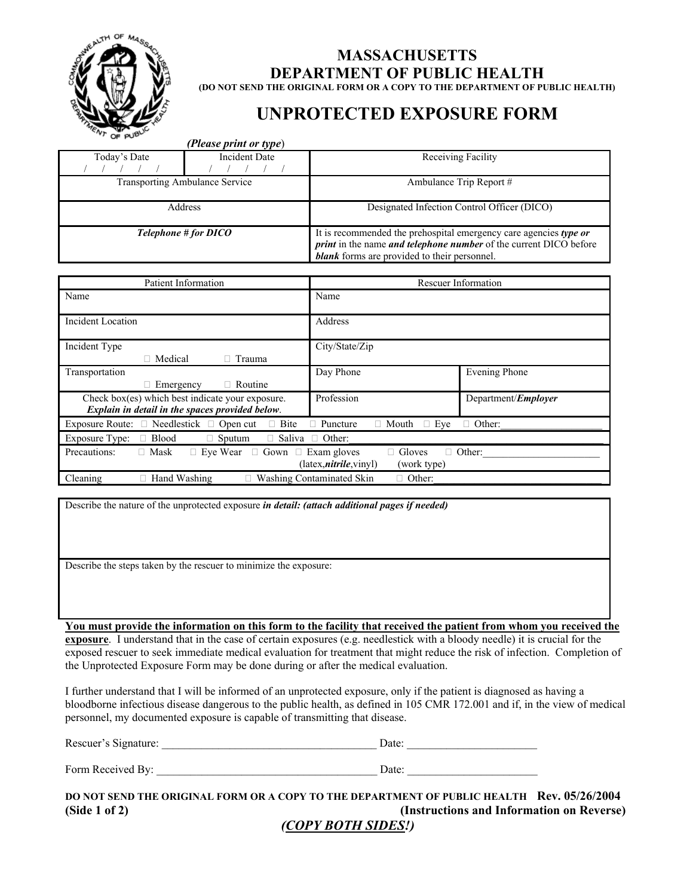# MASSACHUSETTS
# DEPARTMENT OF PUBLIC HEALTH

**(DO NOT SEND THE ORIGINAL FORM OR A COPY TO THE DEPARTMENT OF PUBLIC HEALTH)**

## UNPROTECTED EXPOSURE FORM

***(Please print or type)***

| Today's Date | Incident Date | Receiving Facility |
|---|---|---|
| / / / / / | / / / / / | |
| Transporting Ambulance Service | | Ambulance Trip Report # |
| Address | | Designated Infection Control Officer (DICO) |
| ***Telephone # for DICO*** | | It is recommended the prehospital emergency care agencies ***type or print*** in the name ***and telephone number*** of the current DICO before ***blank*** forms are provided to their personnel. |

| Patient Information | Rescuer Information | |
|---|---|---|
| Name | Name | |
| Incident Location | Address | |
| Incident Type ☐ Medical ☐ Trauma | City/State/Zip | |
| Transportation ☐ Emergency ☐ Routine | Day Phone | Evening Phone |
| Check box(es) which best indicate your exposure. ***Explain in detail in the spaces provided below*.** | Profession | Department/***Employer*** |

| | |
|---|---|
| Exposure Route: | ☐ Needlestick ☐ Open cut ☐ Bite ☐ Puncture ☐ Mouth ☐ Eye ☐ Other:___________________ |
| Exposure Type: | ☐ Blood ☐ Sputum ☐ Saliva ☐ Other: |
| Precautions: | ☐ Mask ☐ Eye Wear ☐ Gown ☐ Exam gloves (latex,***nitrile***,vinyl) ☐ Gloves (work type) ☐ Other:_____________________ |
| Cleaning | ☐ Hand Washing ☐ Washing Contaminated Skin ☐ Other: |

Describe the nature of the unprotected exposure ***in detail: (attach additional pages if needed)***

Describe the steps taken by the rescuer to minimize the exposure:

**<u>You must provide the information on this form to the facility that received the patient from whom you received the exposure</u>**. I understand that in the case of certain exposures (e.g. needlestick with a bloody needle) it is crucial for the exposed rescuer to seek immediate medical evaluation for treatment that might reduce the risk of infection. Completion of the Unprotected Exposure Form may be done during or after the medical evaluation.

I further understand that I will be informed of an unprotected exposure, only if the patient is diagnosed as having a bloodborne infectious disease dangerous to the public health, as defined in 105 CMR 172.001 and if, in the view of medical personnel, my documented exposure is capable of transmitting that disease.

Rescuer's Signature: ______________________________________ Date: ______________________

Form Received By: _______________________________________ Date: ______________________

**DO NOT SEND THE ORIGINAL FORM OR A COPY TO THE DEPARTMENT OF PUBLIC HEALTH Rev. 05/26/2004**

**(Side 1 of 2) (Instructions and Information on Reverse)**

***(<u>COPY BOTH SIDES</u>!)***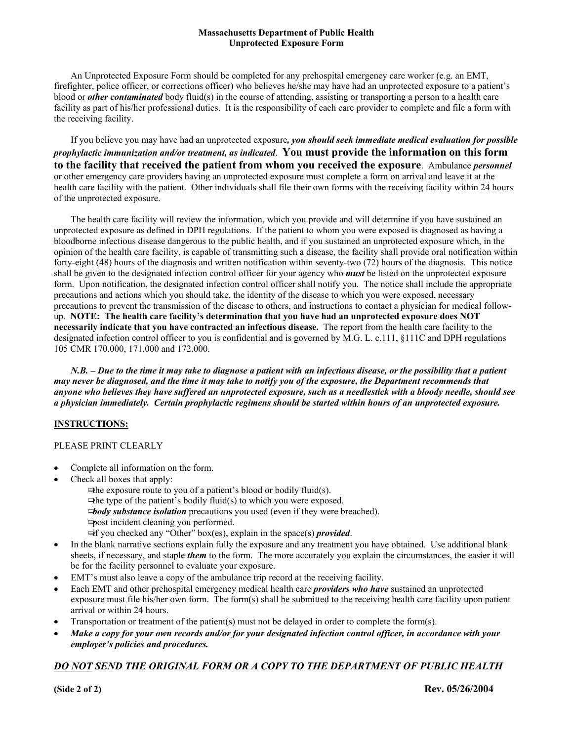**Massachusetts Department of Public Health**
**Unprotected Exposure Form**

An Unprotected Exposure Form should be completed for any prehospital emergency care worker (e.g. an EMT, firefighter, police officer, or corrections officer) who believes he/she may have had an unprotected exposure to a patient's blood or ***other contaminated*** body fluid(s) in the course of attending, assisting or transporting a person to a health care facility as part of his/her professional duties. It is the responsibility of each care provider to complete and file a form with the receiving facility.

If you believe you may have had an unprotected exposure***, you should seek immediate medical evaluation for possible prophylactic immunization and/or treatment, as indicated***. **You must provide the information on this form to the facility that received the patient from whom you received the exposure**. Ambulance ***personnel*** or other emergency care providers having an unprotected exposure must complete a form on arrival and leave it at the health care facility with the patient. Other individuals shall file their own forms with the receiving facility within 24 hours of the unprotected exposure.

The health care facility will review the information, which you provide and will determine if you have sustained an unprotected exposure as defined in DPH regulations. If the patient to whom you were exposed is diagnosed as having a bloodborne infectious disease dangerous to the public health, and if you sustained an unprotected exposure which, in the opinion of the health care facility, is capable of transmitting such a disease, the facility shall provide oral notification within forty-eight (48) hours of the diagnosis and written notification within seventy-two (72) hours of the diagnosis. This notice shall be given to the designated infection control officer for your agency who ***must*** be listed on the unprotected exposure form. Upon notification, the designated infection control officer shall notify you. The notice shall include the appropriate precautions and actions which you should take, the identity of the disease to which you were exposed, necessary precautions to prevent the transmission of the disease to others, and instructions to contact a physician for medical follow-up. **NOTE: The health care facility's determination that you have had an unprotected exposure does NOT necessarily indicate that you have contracted an infectious disease.** The report from the health care facility to the designated infection control officer to you is confidential and is governed by M.G. L. c.111, §111C and DPH regulations 105 CMR 170.000, 171.000 and 172.000.

***N.B. – Due to the time it may take to diagnose a patient with an infectious disease, or the possibility that a patient may never be diagnosed, and the time it may take to notify you of the exposure, the Department recommends that anyone who believes they have suffered an unprotected exposure, such as a needlestick with a bloody needle, should see a physician immediately. Certain prophylactic regimens should be started within hours of an unprotected exposure.***

**INSTRUCTIONS:**

PLEASE PRINT CLEARLY

- Complete all information on the form.
- Check all boxes that apply:
  - the exposure route to you of a patient's blood or bodily fluid(s).
  - the type of the patient's bodily fluid(s) to which you were exposed.
  - ***body substance isolation*** precautions you used (even if they were breached).
  - post incident cleaning you performed.
  - if you checked any "Other" box(es), explain in the space(s) ***provided***.
- In the blank narrative sections explain fully the exposure and any treatment you have obtained. Use additional blank sheets, if necessary, and staple ***them*** to the form. The more accurately you explain the circumstances, the easier it will be for the facility personnel to evaluate your exposure.
- EMT's must also leave a copy of the ambulance trip record at the receiving facility.
- Each EMT and other prehospital emergency medical health care ***providers who have*** sustained an unprotected exposure must file his/her own form. The form(s) shall be submitted to the receiving health care facility upon patient arrival or within 24 hours.
- Transportation or treatment of the patient(s) must not be delayed in order to complete the form(s).
- ***Make a copy for your own records and/or for your designated infection control officer, in accordance with your employer's policies and procedures.***

***DO NOT SEND THE ORIGINAL FORM OR A COPY TO THE DEPARTMENT OF PUBLIC HEALTH***

**(Side 2 of 2)** **Rev. 05/26/2004**